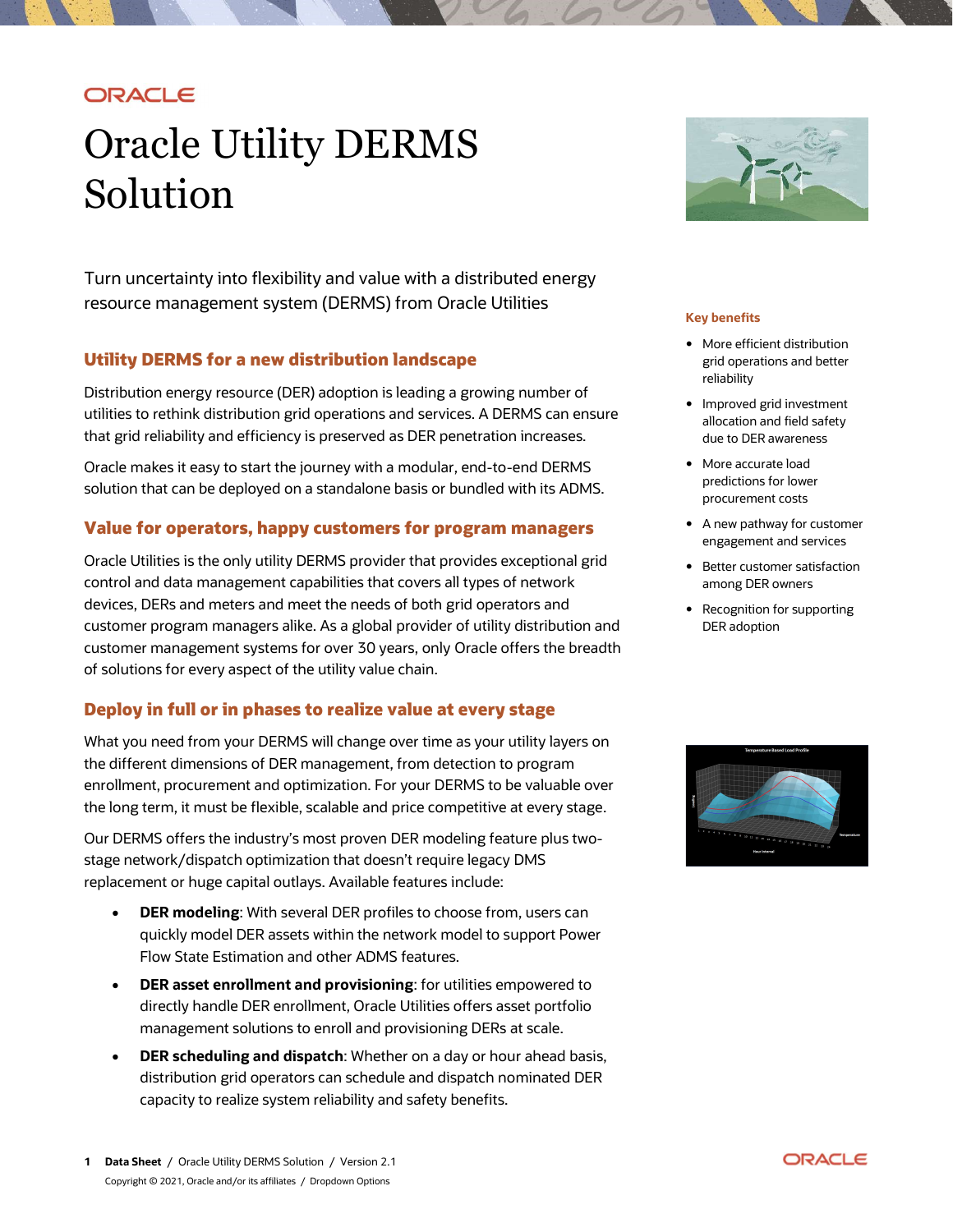# Oracle Utility DERMS Solution

Turn uncertainty into flexibility and value with a distributed energy resource management system (DERMS) from Oracle Utilities

## Utility DERMS for a new distribution landscape

Distribution energy resource (DER) adoption is leading a growing number of utilities to rethink distribution grid operations and services. A DERMS can ensure that grid reliability and efficiency is preserved as DER penetration increases.

Oracle makes it easy to start the journey with a modular, end-to-end DERMS solution that can be deployed on a standalone basis or bundled with its ADMS.

## Value for operators, happy customers for program managers

Oracle Utilities is the only utility DERMS provider that provides exceptional grid control and data management capabilities that covers all types of network devices, DERs and meters and meet the needs of both grid operators and customer program managers alike. As a global provider of utility distribution and customer management systems for over 30 years, only Oracle offers the breadth of solutions for every aspect of the utility value chain.

## Deploy in full or in phases to realize value at every stage

What you need from your DERMS will change over time as your utility layers on the different dimensions of DER management, from detection to program enrollment, procurement and optimization. For your DERMS to be valuable over the long term, it must be flexible, scalable and price competitive at every stage.

Our DERMS offers the industry's most proven DER modeling feature plus two-stage network/dispatch optimization that doesn't require legacy DMS replacement or huge capital outlays. Available features include:

- **DER modeling**: With several DER profiles to choose from, users can quickly model DER assets within the network model to support Power Flow State Estimation and other ADMS features.
- **DER asset enrollment and provisioning**: for utilities empowered to directly handle DER enrollment, Oracle Utilities offers asset portfolio management solutions to enroll and provisioning DERs at scale.
- **DER scheduling and dispatch**: Whether on a day or hour ahead basis, distribution grid operators can schedule and dispatch nominated DER capacity to realize system reliability and safety benefits.

### Key benefits

- More efficient distribution grid operations and better reliability
- Improved grid investment allocation and field safety due to DER awareness
- More accurate load predictions for lower procurement costs
- A new pathway for customer engagement and services
- Better customer satisfaction among DER owners
- Recognition for supporting DER adoption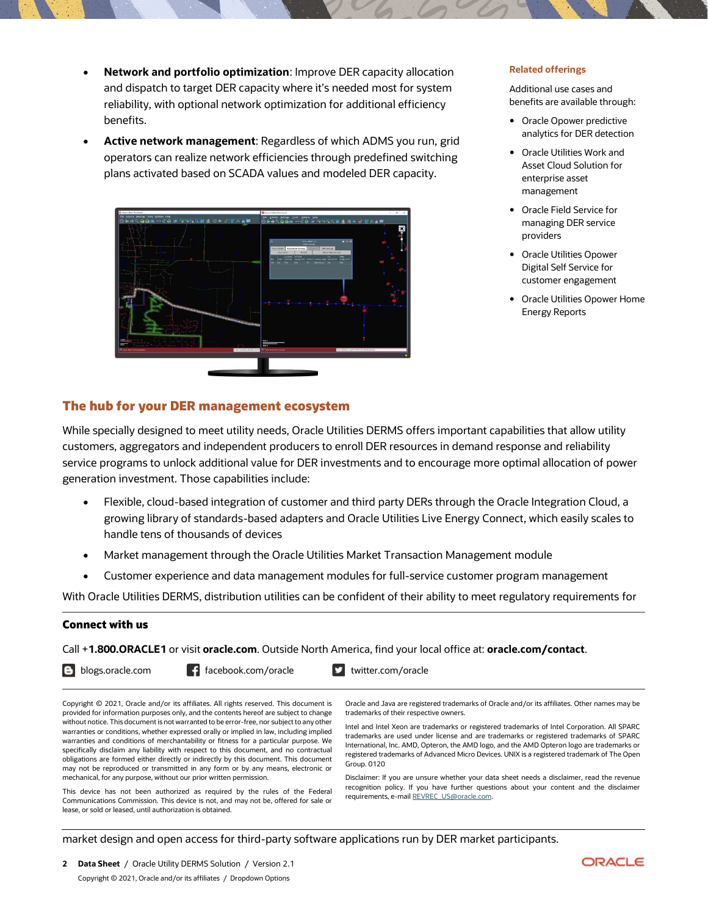- **Network and portfolio optimization**: Improve DER capacity allocation and dispatch to target DER capacity where it's needed most for system reliability, with optional network optimization for additional efficiency benefits.
- **Active network management**: Regardless of which ADMS you run, grid operators can realize network efficiencies through predefined switching plans activated based on SCADA values and modeled DER capacity.

### Related offerings

Additional use cases and benefits are available through:

- Oracle Opower predictive analytics for DER detection
- Oracle Utilities Work and Asset Cloud Solution for enterprise asset management
- Oracle Field Service for managing DER service providers
- Oracle Utilities Opower Digital Self Service for customer engagement
- Oracle Utilities Opower Home Energy Reports

## The hub for your DER management ecosystem

While specially designed to meet utility needs, Oracle Utilities DERMS offers important capabilities that allow utility customers, aggregators and independent producers to enroll DER resources in demand response and reliability service programs to unlock additional value for DER investments and to encourage more optimal allocation of power generation investment. Those capabilities include:

- Flexible, cloud-based integration of customer and third party DERs through the Oracle Integration Cloud, a growing library of standards-based adapters and Oracle Utilities Live Energy Connect, which easily scales to handle tens of thousands of devices
- Market management through the Oracle Utilities Market Transaction Management module
- Customer experience and data management modules for full-service customer program management

With Oracle Utilities DERMS, distribution utilities can be confident of their ability to meet regulatory requirements for market design and open access for third-party software applications run by DER market participants.

### Connect with us

Call +**1.800.ORACLE1** or visit **oracle.com**. Outside North America, find your local office at: **oracle.com/contact**.

blogs.oracle.com | facebook.com/oracle | twitter.com/oracle

Copyright © 2021, Oracle and/or its affiliates. All rights reserved. This document is provided for information purposes only, and the contents hereof are subject to change without notice. This document is not warranted to be error-free, nor subject to any other warranties or conditions, whether expressed orally or implied in law, including implied warranties and conditions of merchantability or fitness for a particular purpose. We specifically disclaim any liability with respect to this document, and no contractual obligations are formed either directly or indirectly by this document. This document may not be reproduced or transmitted in any form or by any means, electronic or mechanical, for any purpose, without our prior written permission.

This device has not been authorized as required by the rules of the Federal Communications Commission. This device is not, and may not be, offered for sale or lease, or sold or leased, until authorization is obtained.

Oracle and Java are registered trademarks of Oracle and/or its affiliates. Other names may be trademarks of their respective owners.

Intel and Intel Xeon are trademarks or registered trademarks of Intel Corporation. All SPARC trademarks are used under license and are trademarks or registered trademarks of SPARC International, Inc. AMD, Opteron, the AMD logo, and the AMD Opteron logo are trademarks or registered trademarks of Advanced Micro Devices. UNIX is a registered trademark of The Open Group. 0120

Disclaimer: If you are unsure whether your data sheet needs a disclaimer, read the revenue recognition policy. If you have further questions about your content and the disclaimer requirements, e-mail REVREC_US@oracle.com.